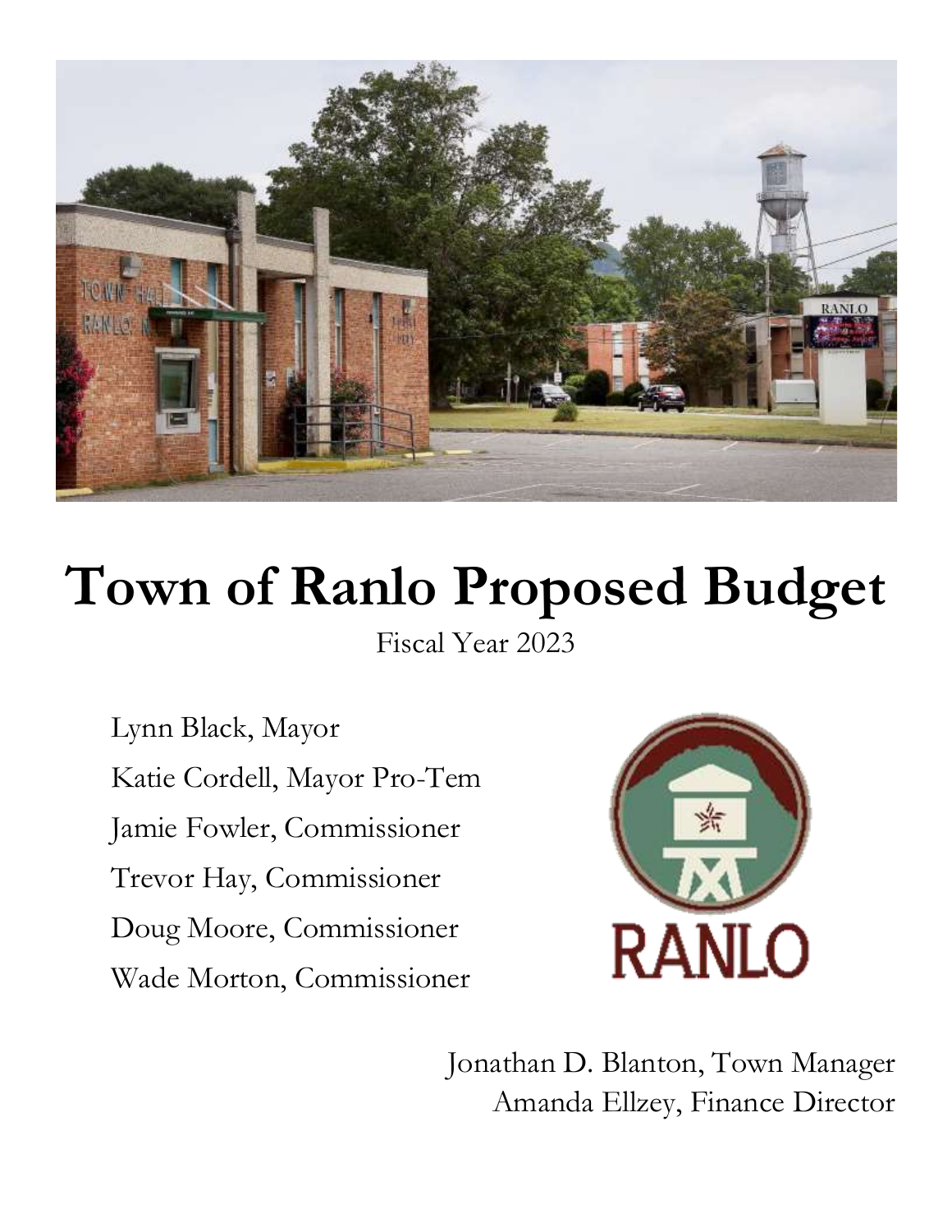# Town of Ranlo Proposed Budget

Fiscal Year 2023

Lynn Black, Mayor
Katie Cordell, Mayor Pro-Tem
Jamie Fowler, Commissioner
Trevor Hay, Commissioner
Doug Moore, Commissioner
Wade Morton, Commissioner

Jonathan D. Blanton, Town Manager
Amanda Ellzey, Finance Director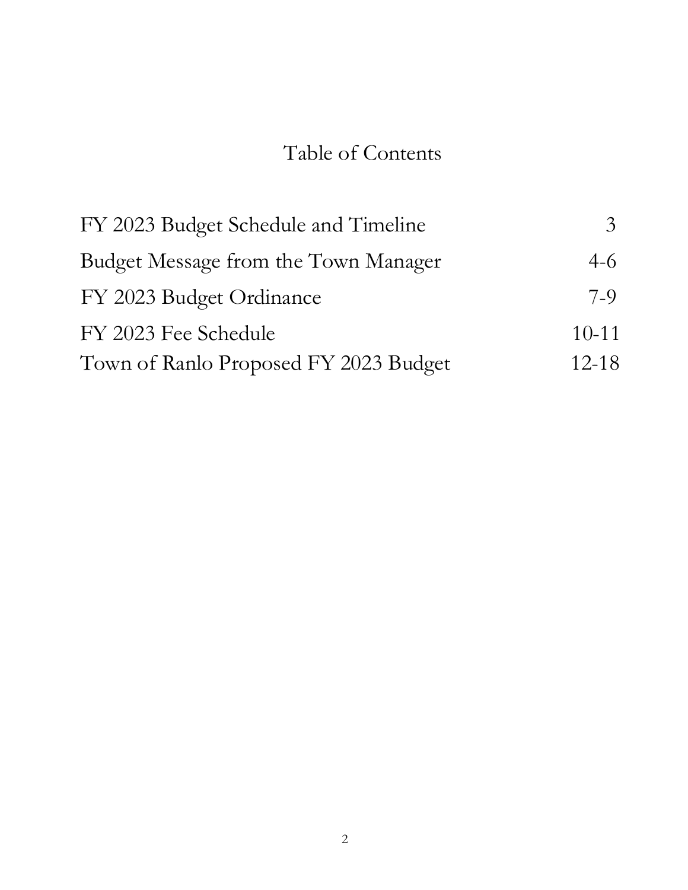# Table of Contents

| | |
|---|---|
| FY 2023 Budget Schedule and Timeline | 3 |
| Budget Message from the Town Manager | 4-6 |
| FY 2023 Budget Ordinance | 7-9 |
| FY 2023 Fee Schedule | 10-11 |
| Town of Ranlo Proposed FY 2023 Budget | 12-18 |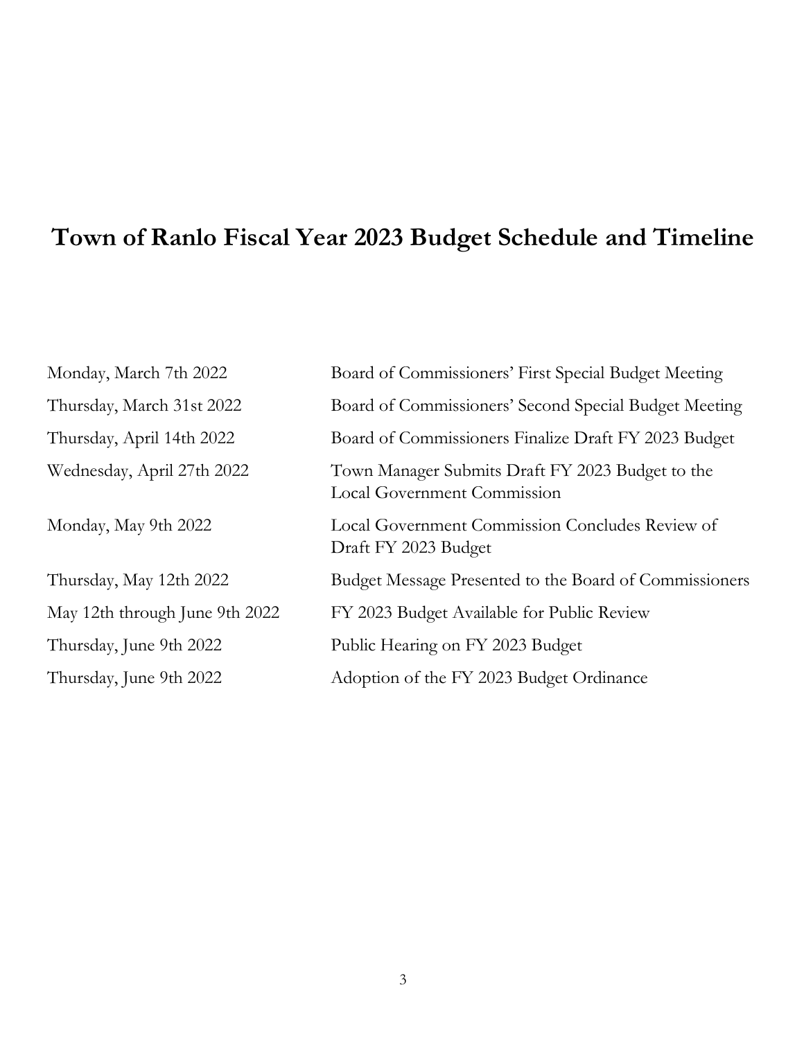# Town of Ranlo Fiscal Year 2023 Budget Schedule and Timeline

| | |
|---|---|
| Monday, March 7th 2022 | Board of Commissioners' First Special Budget Meeting |
| Thursday, March 31st 2022 | Board of Commissioners' Second Special Budget Meeting |
| Thursday, April 14th 2022 | Board of Commissioners Finalize Draft FY 2023 Budget |
| Wednesday, April 27th 2022 | Town Manager Submits Draft FY 2023 Budget to the Local Government Commission |
| Monday, May 9th 2022 | Local Government Commission Concludes Review of Draft FY 2023 Budget |
| Thursday, May 12th 2022 | Budget Message Presented to the Board of Commissioners |
| May 12th through June 9th 2022 | FY 2023 Budget Available for Public Review |
| Thursday, June 9th 2022 | Public Hearing on FY 2023 Budget |
| Thursday, June 9th 2022 | Adoption of the FY 2023 Budget Ordinance |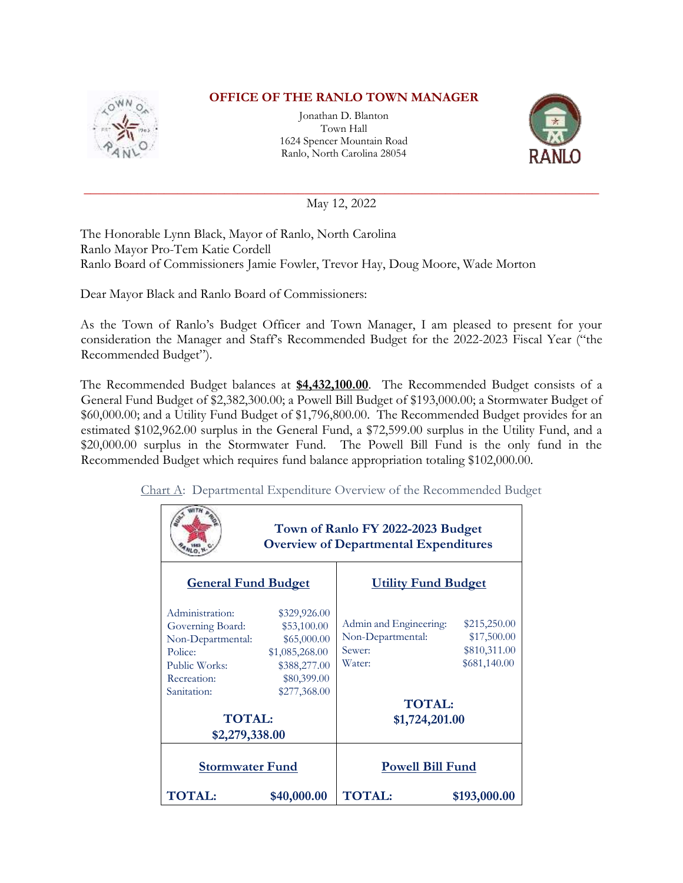# OFFICE OF THE RANLO TOWN MANAGER

Jonathan D. Blanton
Town Hall
1624 Spencer Mountain Road
Ranlo, North Carolina 28054

May 12, 2022

The Honorable Lynn Black, Mayor of Ranlo, North Carolina
Ranlo Mayor Pro-Tem Katie Cordell
Ranlo Board of Commissioners Jamie Fowler, Trevor Hay, Doug Moore, Wade Morton

Dear Mayor Black and Ranlo Board of Commissioners:

As the Town of Ranlo's Budget Officer and Town Manager, I am pleased to present for your consideration the Manager and Staff's Recommended Budget for the 2022-2023 Fiscal Year ("the Recommended Budget").

The Recommended Budget balances at **$4,432,100.00**. The Recommended Budget consists of a General Fund Budget of $2,382,300.00; a Powell Bill Budget of $193,000.00; a Stormwater Budget of $60,000.00; and a Utility Fund Budget of $1,796,800.00. The Recommended Budget provides for an estimated $102,962.00 surplus in the General Fund, a $72,599.00 surplus in the Utility Fund, and a $20,000.00 surplus in the Stormwater Fund. The Powell Bill Fund is the only fund in the Recommended Budget which requires fund balance appropriation totaling $102,000.00.

Chart A: Departmental Expenditure Overview of the Recommended Budget

**Town of Ranlo FY 2022-2023 Budget**
**Overview of Departmental Expenditures**

| General Fund Budget | | Utility Fund Budget | |
|---|---|---|---|
| Administration: | $329,926.00 | Admin and Engineering: | $215,250.00 |
| Governing Board: | $53,100.00 | Non-Departmental: | $17,500.00 |
| Non-Departmental: | $65,000.00 | Sewer: | $810,311.00 |
| Police: | $1,085,268.00 | Water: | $681,140.00 |
| Public Works: | $388,277.00 | | |
| Recreation: | $80,399.00 | | |
| Sanitation: | $277,368.00 | | |
| **TOTAL:** | **$2,279,338.00** | **TOTAL:** | **$1,724,201.00** |
| **Stormwater Fund** | | **Powell Bill Fund** | |
| **TOTAL:** | **$40,000.00** | **TOTAL:** | **$193,000.00** |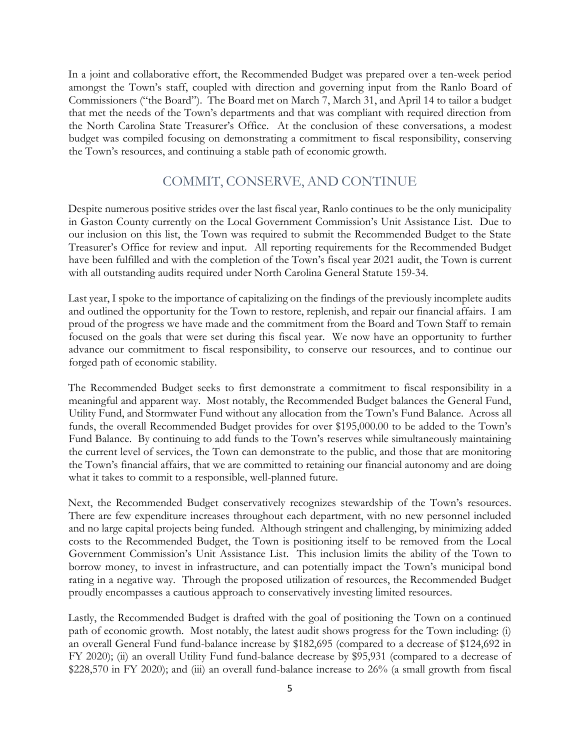In a joint and collaborative effort, the Recommended Budget was prepared over a ten-week period amongst the Town's staff, coupled with direction and governing input from the Ranlo Board of Commissioners ("the Board"). The Board met on March 7, March 31, and April 14 to tailor a budget that met the needs of the Town's departments and that was compliant with required direction from the North Carolina State Treasurer's Office. At the conclusion of these conversations, a modest budget was compiled focusing on demonstrating a commitment to fiscal responsibility, conserving the Town's resources, and continuing a stable path of economic growth.

## COMMIT, CONSERVE, AND CONTINUE

Despite numerous positive strides over the last fiscal year, Ranlo continues to be the only municipality in Gaston County currently on the Local Government Commission's Unit Assistance List. Due to our inclusion on this list, the Town was required to submit the Recommended Budget to the State Treasurer's Office for review and input. All reporting requirements for the Recommended Budget have been fulfilled and with the completion of the Town's fiscal year 2021 audit, the Town is current with all outstanding audits required under North Carolina General Statute 159-34.

Last year, I spoke to the importance of capitalizing on the findings of the previously incomplete audits and outlined the opportunity for the Town to restore, replenish, and repair our financial affairs. I am proud of the progress we have made and the commitment from the Board and Town Staff to remain focused on the goals that were set during this fiscal year. We now have an opportunity to further advance our commitment to fiscal responsibility, to conserve our resources, and to continue our forged path of economic stability.

The Recommended Budget seeks to first demonstrate a commitment to fiscal responsibility in a meaningful and apparent way. Most notably, the Recommended Budget balances the General Fund, Utility Fund, and Stormwater Fund without any allocation from the Town's Fund Balance. Across all funds, the overall Recommended Budget provides for over $195,000.00 to be added to the Town's Fund Balance. By continuing to add funds to the Town's reserves while simultaneously maintaining the current level of services, the Town can demonstrate to the public, and those that are monitoring the Town's financial affairs, that we are committed to retaining our financial autonomy and are doing what it takes to commit to a responsible, well-planned future.

Next, the Recommended Budget conservatively recognizes stewardship of the Town's resources. There are few expenditure increases throughout each department, with no new personnel included and no large capital projects being funded. Although stringent and challenging, by minimizing added costs to the Recommended Budget, the Town is positioning itself to be removed from the Local Government Commission's Unit Assistance List. This inclusion limits the ability of the Town to borrow money, to invest in infrastructure, and can potentially impact the Town's municipal bond rating in a negative way. Through the proposed utilization of resources, the Recommended Budget proudly encompasses a cautious approach to conservatively investing limited resources.

Lastly, the Recommended Budget is drafted with the goal of positioning the Town on a continued path of economic growth. Most notably, the latest audit shows progress for the Town including: (i) an overall General Fund fund-balance increase by $182,695 (compared to a decrease of $124,692 in FY 2020); (ii) an overall Utility Fund fund-balance decrease by $95,931 (compared to a decrease of $228,570 in FY 2020); and (iii) an overall fund-balance increase to 26% (a small growth from fiscal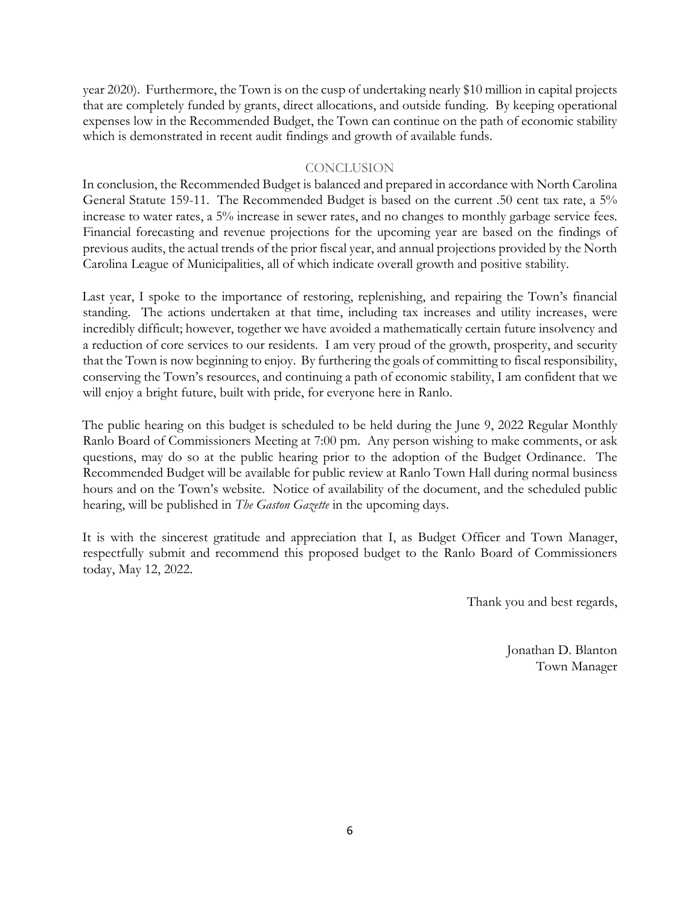year 2020). Furthermore, the Town is on the cusp of undertaking nearly $10 million in capital projects that are completely funded by grants, direct allocations, and outside funding. By keeping operational expenses low in the Recommended Budget, the Town can continue on the path of economic stability which is demonstrated in recent audit findings and growth of available funds.

## CONCLUSION

In conclusion, the Recommended Budget is balanced and prepared in accordance with North Carolina General Statute 159-11. The Recommended Budget is based on the current .50 cent tax rate, a 5% increase to water rates, a 5% increase in sewer rates, and no changes to monthly garbage service fees. Financial forecasting and revenue projections for the upcoming year are based on the findings of previous audits, the actual trends of the prior fiscal year, and annual projections provided by the North Carolina League of Municipalities, all of which indicate overall growth and positive stability.

Last year, I spoke to the importance of restoring, replenishing, and repairing the Town's financial standing. The actions undertaken at that time, including tax increases and utility increases, were incredibly difficult; however, together we have avoided a mathematically certain future insolvency and a reduction of core services to our residents. I am very proud of the growth, prosperity, and security that the Town is now beginning to enjoy. By furthering the goals of committing to fiscal responsibility, conserving the Town's resources, and continuing a path of economic stability, I am confident that we will enjoy a bright future, built with pride, for everyone here in Ranlo.

The public hearing on this budget is scheduled to be held during the June 9, 2022 Regular Monthly Ranlo Board of Commissioners Meeting at 7:00 pm. Any person wishing to make comments, or ask questions, may do so at the public hearing prior to the adoption of the Budget Ordinance. The Recommended Budget will be available for public review at Ranlo Town Hall during normal business hours and on the Town's website. Notice of availability of the document, and the scheduled public hearing, will be published in *The Gaston Gazette* in the upcoming days.

It is with the sincerest gratitude and appreciation that I, as Budget Officer and Town Manager, respectfully submit and recommend this proposed budget to the Ranlo Board of Commissioners today, May 12, 2022.

Thank you and best regards,

Jonathan D. Blanton
Town Manager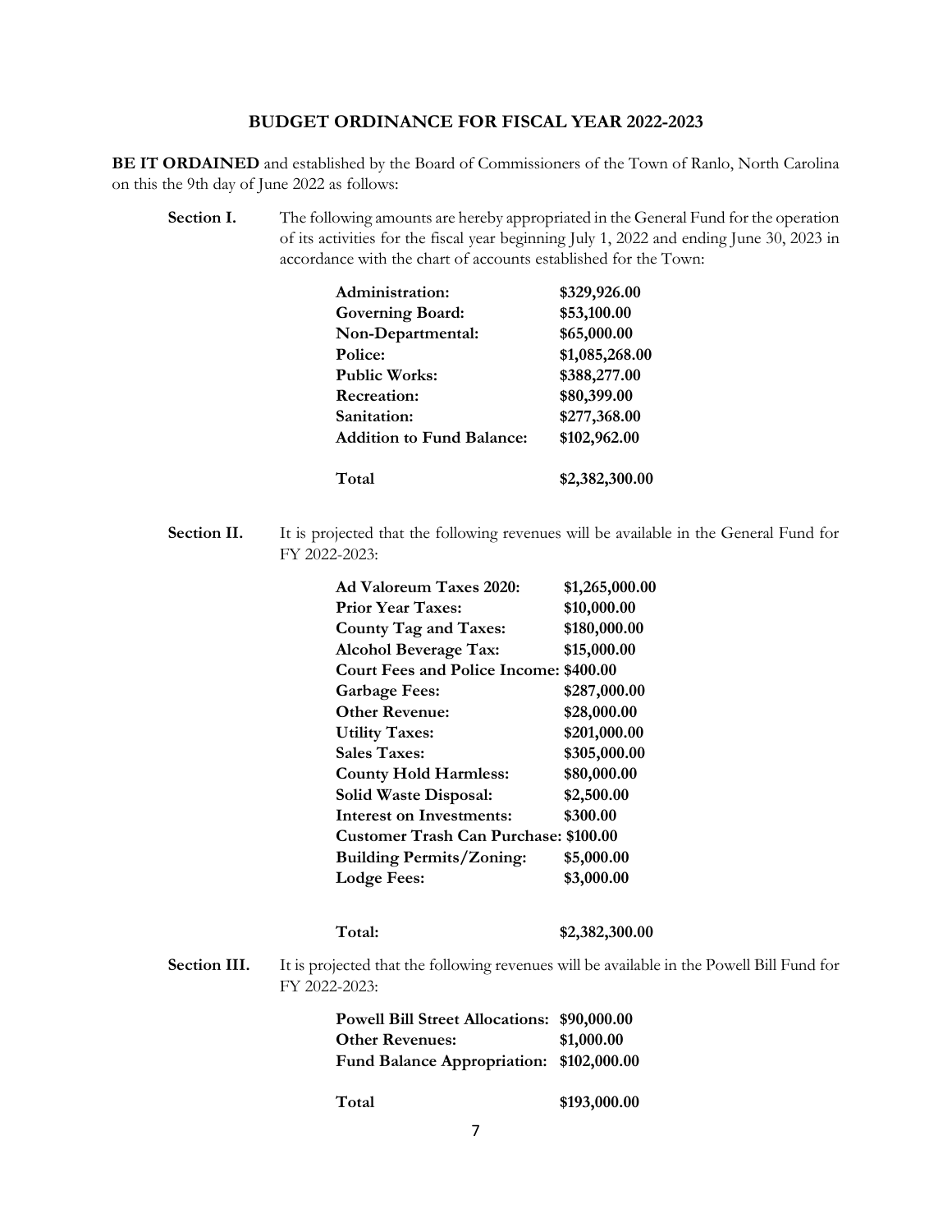## BUDGET ORDINANCE FOR FISCAL YEAR 2022-2023

**BE IT ORDAINED** and established by the Board of Commissioners of the Town of Ranlo, North Carolina on this the 9th day of June 2022 as follows:

**Section I.** The following amounts are hereby appropriated in the General Fund for the operation of its activities for the fiscal year beginning July 1, 2022 and ending June 30, 2023 in accordance with the chart of accounts established for the Town:

| | |
|---|---|
| **Administration:** | **$329,926.00** |
| **Governing Board:** | **$53,100.00** |
| **Non-Departmental:** | **$65,000.00** |
| **Police:** | **$1,085,268.00** |
| **Public Works:** | **$388,277.00** |
| **Recreation:** | **$80,399.00** |
| **Sanitation:** | **$277,368.00** |
| **Addition to Fund Balance:** | **$102,962.00** |
| **Total** | **$2,382,300.00** |

**Section II.** It is projected that the following revenues will be available in the General Fund for FY 2022-2023:

| | |
|---|---|
| **Ad Valoreum Taxes 2020:** | **$1,265,000.00** |
| **Prior Year Taxes:** | **$10,000.00** |
| **County Tag and Taxes:** | **$180,000.00** |
| **Alcohol Beverage Tax:** | **$15,000.00** |
| **Court Fees and Police Income:** | **$400.00** |
| **Garbage Fees:** | **$287,000.00** |
| **Other Revenue:** | **$28,000.00** |
| **Utility Taxes:** | **$201,000.00** |
| **Sales Taxes:** | **$305,000.00** |
| **County Hold Harmless:** | **$80,000.00** |
| **Solid Waste Disposal:** | **$2,500.00** |
| **Interest on Investments:** | **$300.00** |
| **Customer Trash Can Purchase:** | **$100.00** |
| **Building Permits/Zoning:** | **$5,000.00** |
| **Lodge Fees:** | **$3,000.00** |
| **Total:** | **$2,382,300.00** |

**Section III.** It is projected that the following revenues will be available in the Powell Bill Fund for FY 2022-2023:

| | |
|---|---|
| **Powell Bill Street Allocations:** | **$90,000.00** |
| **Other Revenues:** | **$1,000.00** |
| **Fund Balance Appropriation:** | **$102,000.00** |
| **Total** | **$193,000.00** |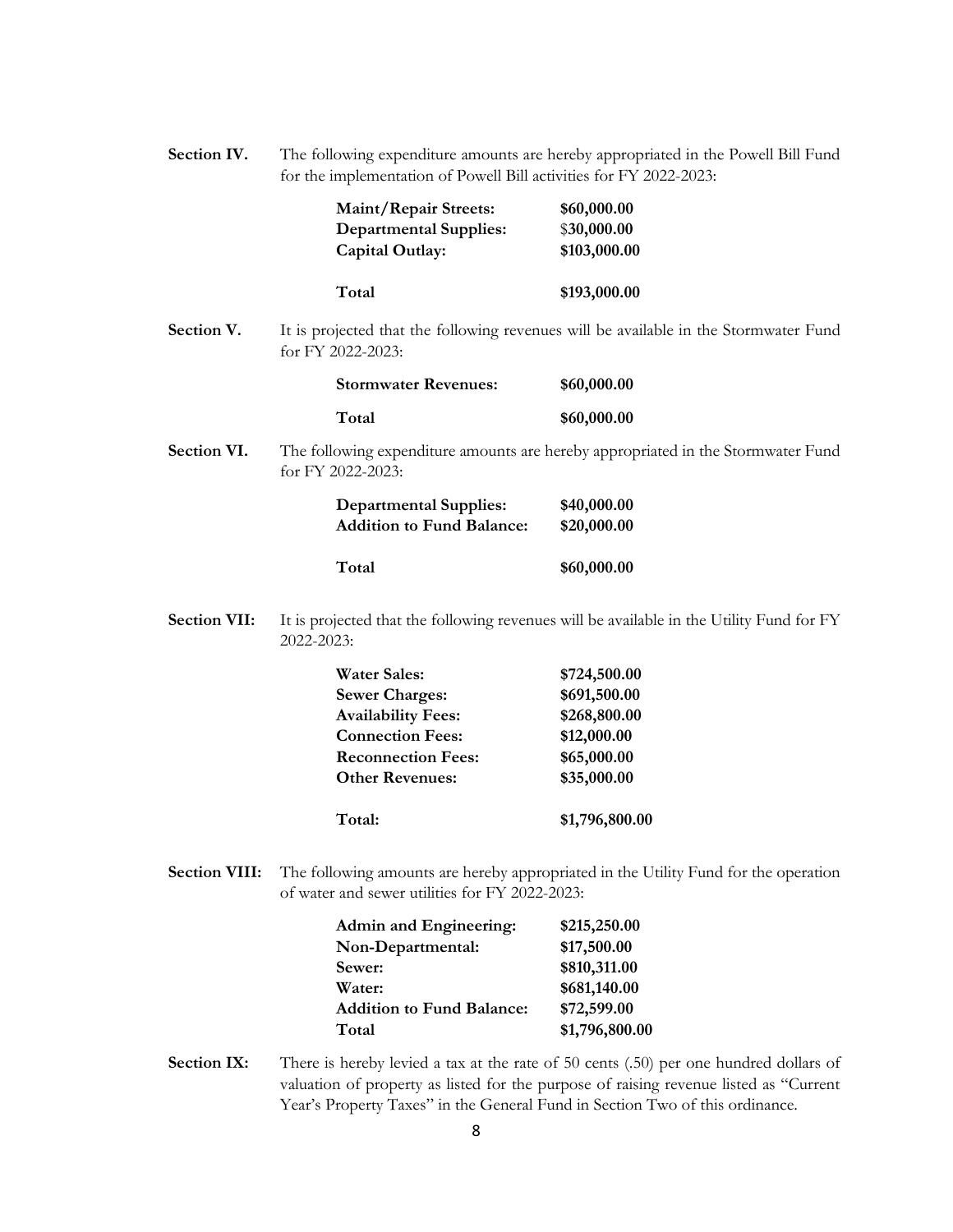**Section IV.** The following expenditure amounts are hereby appropriated in the Powell Bill Fund for the implementation of Powell Bill activities for FY 2022-2023:

| | |
|---|---|
| **Maint/Repair Streets:** | **$60,000.00** |
| **Departmental Supplies:** | $**30,000.00** |
| **Capital Outlay:** | **$103,000.00** |
| **Total** | **$193,000.00** |

**Section V.** It is projected that the following revenues will be available in the Stormwater Fund for FY 2022-2023:

| | |
|---|---|
| **Stormwater Revenues:** | **$60,000.00** |
| **Total** | **$60,000.00** |

**Section VI.** The following expenditure amounts are hereby appropriated in the Stormwater Fund for FY 2022-2023:

| | |
|---|---|
| **Departmental Supplies:** | **$40,000.00** |
| **Addition to Fund Balance:** | **$20,000.00** |
| **Total** | **$60,000.00** |

**Section VII:** It is projected that the following revenues will be available in the Utility Fund for FY 2022-2023:

| | |
|---|---|
| **Water Sales:** | **$724,500.00** |
| **Sewer Charges:** | **$691,500.00** |
| **Availability Fees:** | **$268,800.00** |
| **Connection Fees:** | **$12,000.00** |
| **Reconnection Fees:** | **$65,000.00** |
| **Other Revenues:** | **$35,000.00** |
| **Total:** | **$1,796,800.00** |

**Section VIII:** The following amounts are hereby appropriated in the Utility Fund for the operation of water and sewer utilities for FY 2022-2023:

| | |
|---|---|
| **Admin and Engineering:** | **$215,250.00** |
| **Non-Departmental:** | **$17,500.00** |
| **Sewer:** | **$810,311.00** |
| **Water:** | **$681,140.00** |
| **Addition to Fund Balance:** | **$72,599.00** |
| **Total** | **$1,796,800.00** |

**Section IX:** There is hereby levied a tax at the rate of 50 cents (.50) per one hundred dollars of valuation of property as listed for the purpose of raising revenue listed as "Current Year's Property Taxes" in the General Fund in Section Two of this ordinance.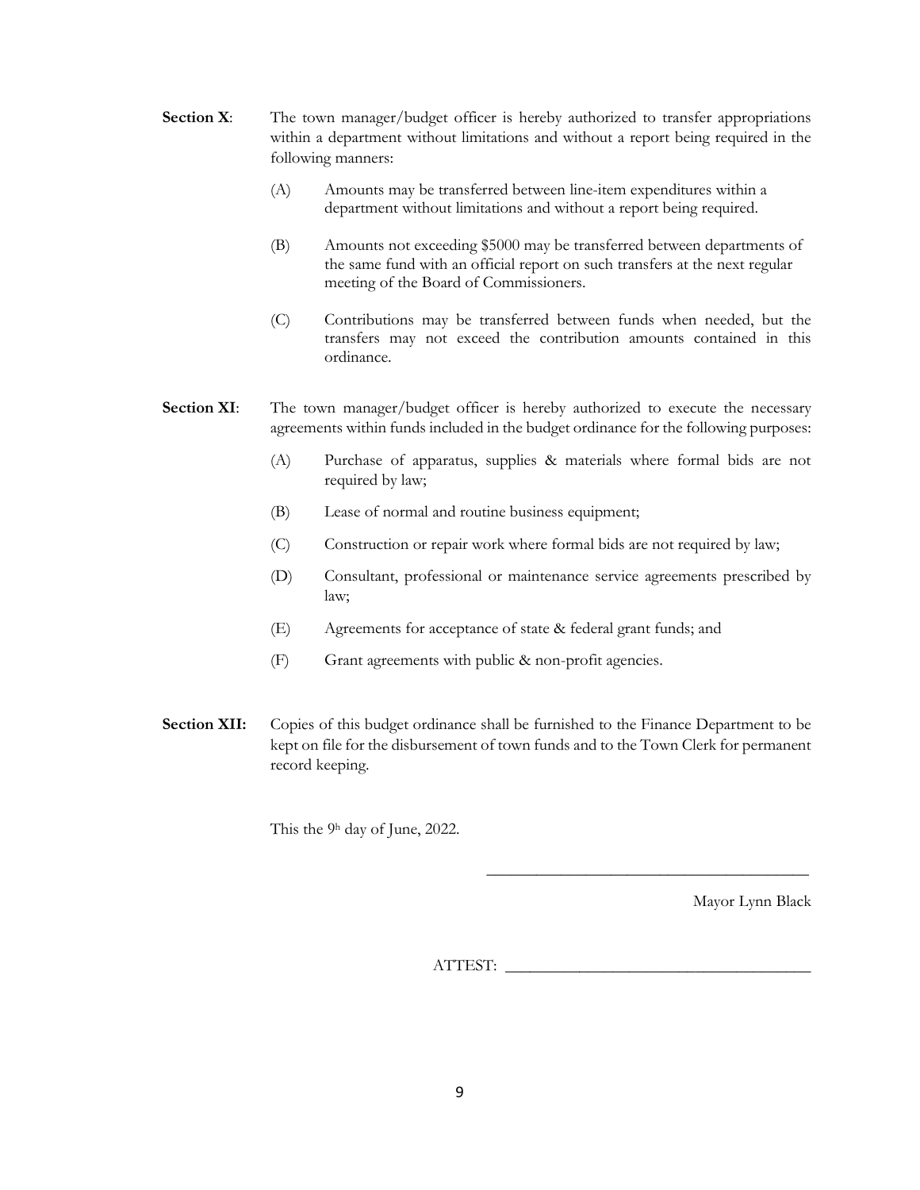**Section X**: The town manager/budget officer is hereby authorized to transfer appropriations within a department without limitations and without a report being required in the following manners:

(A) Amounts may be transferred between line-item expenditures within a department without limitations and without a report being required.

(B) Amounts not exceeding $5000 may be transferred between departments of the same fund with an official report on such transfers at the next regular meeting of the Board of Commissioners.

(C) Contributions may be transferred between funds when needed, but the transfers may not exceed the contribution amounts contained in this ordinance.

**Section XI**: The town manager/budget officer is hereby authorized to execute the necessary agreements within funds included in the budget ordinance for the following purposes:

(A) Purchase of apparatus, supplies & materials where formal bids are not required by law;

(B) Lease of normal and routine business equipment;

(C) Construction or repair work where formal bids are not required by law;

(D) Consultant, professional or maintenance service agreements prescribed by law;

(E) Agreements for acceptance of state & federal grant funds; and

(F) Grant agreements with public & non-profit agencies.

**Section XII:** Copies of this budget ordinance shall be furnished to the Finance Department to be kept on file for the disbursement of town funds and to the Town Clerk for permanent record keeping.

This the 9h day of June, 2022.

\_\_\_\_\_\_\_\_\_\_\_\_\_\_\_\_\_\_\_\_\_\_\_\_\_\_\_\_\_\_\_\_\_\_\_\_\_\_\_\_

Mayor Lynn Black

ATTEST: \_\_\_\_\_\_\_\_\_\_\_\_\_\_\_\_\_\_\_\_\_\_\_\_\_\_\_\_\_\_\_\_\_\_\_\_\_\_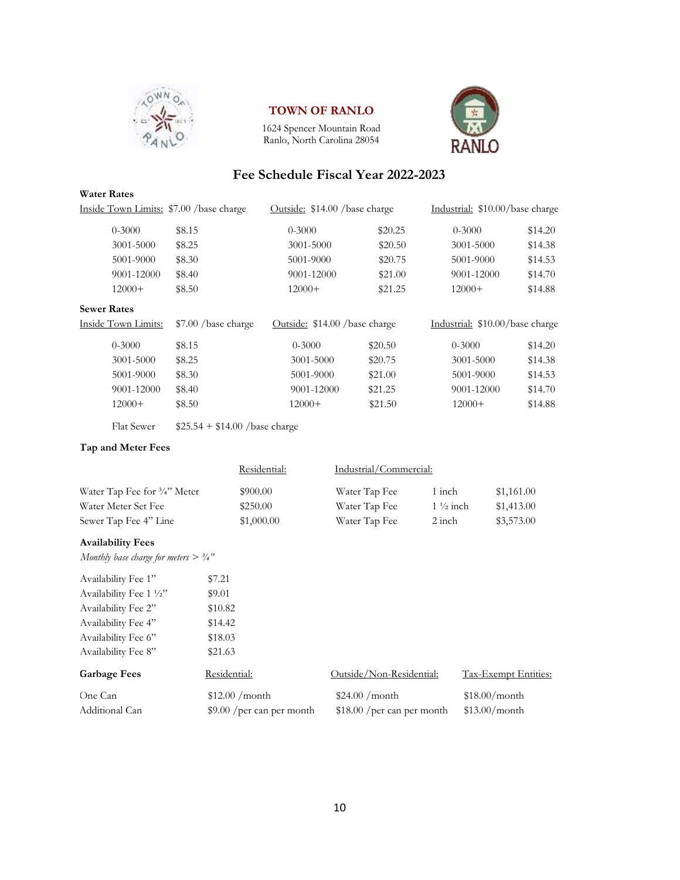# TOWN OF RANLO

1624 Spencer Mountain Road
Ranlo, North Carolina 28054

## Fee Schedule Fiscal Year 2022-2023

### Water Rates

| Inside Town Limits: $7.00 /base charge | | Outside: $14.00 /base charge | | Industrial: $10.00/base charge | |
|---|---|---|---|---|---|
| 0-3000 | $8.15 | 0-3000 | $20.25 | 0-3000 | $14.20 |
| 3001-5000 | $8.25 | 3001-5000 | $20.50 | 3001-5000 | $14.38 |
| 5001-9000 | $8.30 | 5001-9000 | $20.75 | 5001-9000 | $14.53 |
| 9001-12000 | $8.40 | 9001-12000 | $21.00 | 9001-12000 | $14.70 |
| 12000+ | $8.50 | 12000+ | $21.25 | 12000+ | $14.88 |

### Sewer Rates

| Inside Town Limits: $7.00 /base charge | | Outside: $14.00 /base charge | | Industrial: $10.00/base charge | |
|---|---|---|---|---|---|
| 0-3000 | $8.15 | 0-3000 | $20.50 | 0-3000 | $14.20 |
| 3001-5000 | $8.25 | 3001-5000 | $20.75 | 3001-5000 | $14.38 |
| 5001-9000 | $8.30 | 5001-9000 | $21.00 | 5001-9000 | $14.53 |
| 9001-12000 | $8.40 | 9001-12000 | $21.25 | 9001-12000 | $14.70 |
| 12000+ | $8.50 | 12000+ | $21.50 | 12000+ | $14.88 |

Flat Sewer $25.54 + $14.00 /base charge

### Tap and Meter Fees

| | Residential: | Industrial/Commercial: | | |
|---|---|---|---|---|
| Water Tap Fee for ¾" Meter | $900.00 | Water Tap Fee | 1 inch | $1,161.00 |
| Water Meter Set Fee | $250.00 | Water Tap Fee | 1 ½ inch | $1,413.00 |
| Sewer Tap Fee 4" Line | $1,000.00 | Water Tap Fee | 2 inch | $3,573.00 |

### Availability Fees

*Monthly base charge for meters > ¾"*

| | |
|---|---|
| Availability Fee 1" | $7.21 |
| Availability Fee 1 ½" | $9.01 |
| Availability Fee 2" | $10.82 |
| Availability Fee 4" | $14.42 |
| Availability Fee 6" | $18.03 |
| Availability Fee 8" | $21.63 |

### Garbage Fees

| Garbage Fees | Residential: | Outside/Non-Residential: | Tax-Exempt Entities: |
|---|---|---|---|
| One Can | $12.00 /month | $24.00 /month | $18.00/month |
| Additional Can | $9.00 /per can per month | $18.00 /per can per month | $13.00/month |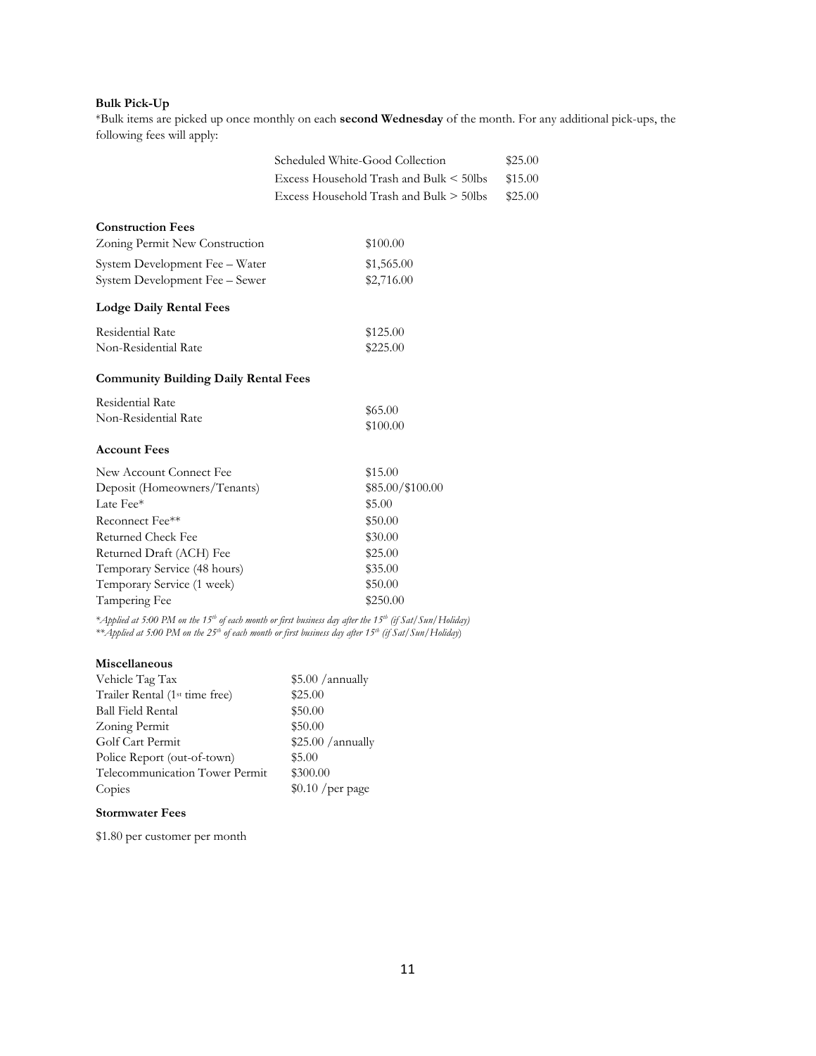**Bulk Pick-Up**

*Bulk items are picked up once monthly on each **second Wednesday** of the month. For any additional pick-ups, the following fees will apply:

| | |
|---|---|
| Scheduled White-Good Collection | $25.00 |
| Excess Household Trash and Bulk < 50lbs | $15.00 |
| Excess Household Trash and Bulk > 50lbs | $25.00 |

**Construction Fees**

| | |
|---|---|
| Zoning Permit New Construction | $100.00 |
| System Development Fee – Water | $1,565.00 |
| System Development Fee – Sewer | $2,716.00 |

**Lodge Daily Rental Fees**

| | |
|---|---|
| Residential Rate | $125.00 |
| Non-Residential Rate | $225.00 |

**Community Building Daily Rental Fees**

| | |
|---|---|
| Residential Rate | $65.00 |
| Non-Residential Rate | $100.00 |

**Account Fees**

| | |
|---|---|
| New Account Connect Fee | $15.00 |
| Deposit (Homeowners/Tenants) | $85.00/$100.00 |
| Late Fee* | $5.00 |
| Reconnect Fee** | $50.00 |
| Returned Check Fee | $30.00 |
| Returned Draft (ACH) Fee | $25.00 |
| Temporary Service (48 hours) | $35.00 |
| Temporary Service (1 week) | $50.00 |
| Tampering Fee | $250.00 |

**Applied at 5:00 PM on the 15th of each month or first business day after the 15th (if Sat/Sun/Holiday)*
***Applied at 5:00 PM on the 25th of each month or first business day after 15th (if Sat/Sun/Holiday)*

**Miscellaneous**

| | |
|---|---|
| Vehicle Tag Tax | $5.00 /annually |
| Trailer Rental (1st time free) | $25.00 |
| Ball Field Rental | $50.00 |
| Zoning Permit | $50.00 |
| Golf Cart Permit | $25.00 /annually |
| Police Report (out-of-town) | $5.00 |
| Telecommunication Tower Permit | $300.00 |
| Copies | $0.10 /per page |

**Stormwater Fees**

$1.80 per customer per month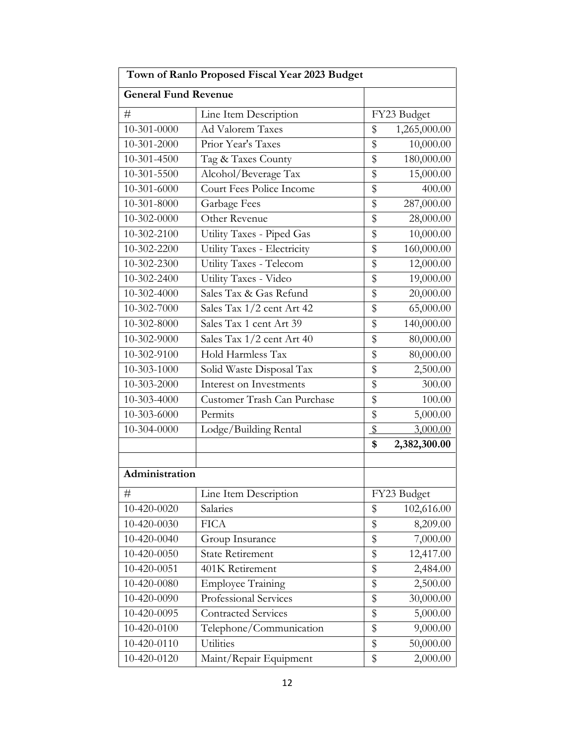| Town of Ranlo Proposed Fiscal Year 2023 Budget | | |
|---|---|---|
| **General Fund Revenue** | | |
| # | Line Item Description | FY23 Budget |
| 10-301-0000 | Ad Valorem Taxes | $ 1,265,000.00 |
| 10-301-2000 | Prior Year's Taxes | $ 10,000.00 |
| 10-301-4500 | Tag & Taxes County | $ 180,000.00 |
| 10-301-5500 | Alcohol/Beverage Tax | $ 15,000.00 |
| 10-301-6000 | Court Fees Police Income | $ 400.00 |
| 10-301-8000 | Garbage Fees | $ 287,000.00 |
| 10-302-0000 | Other Revenue | $ 28,000.00 |
| 10-302-2100 | Utility Taxes - Piped Gas | $ 10,000.00 |
| 10-302-2200 | Utility Taxes - Electricity | $ 160,000.00 |
| 10-302-2300 | Utility Taxes - Telecom | $ 12,000.00 |
| 10-302-2400 | Utility Taxes - Video | $ 19,000.00 |
| 10-302-4000 | Sales Tax & Gas Refund | $ 20,000.00 |
| 10-302-7000 | Sales Tax 1/2 cent Art 42 | $ 65,000.00 |
| 10-302-8000 | Sales Tax 1 cent Art 39 | $ 140,000.00 |
| 10-302-9000 | Sales Tax 1/2 cent Art 40 | $ 80,000.00 |
| 10-302-9100 | Hold Harmless Tax | $ 80,000.00 |
| 10-303-1000 | Solid Waste Disposal Tax | $ 2,500.00 |
| 10-303-2000 | Interest on Investments | $ 300.00 |
| 10-303-4000 | Customer Trash Can Purchase | $ 100.00 |
| 10-303-6000 | Permits | $ 5,000.00 |
| 10-304-0000 | Lodge/Building Rental | $ 3,000.00 |
| | | **$ 2,382,300.00** |
| | | |
| **Administration** | | |
| # | Line Item Description | FY23 Budget |
| 10-420-0020 | Salaries | $ 102,616.00 |
| 10-420-0030 | FICA | $ 8,209.00 |
| 10-420-0040 | Group Insurance | $ 7,000.00 |
| 10-420-0050 | State Retirement | $ 12,417.00 |
| 10-420-0051 | 401K Retirement | $ 2,484.00 |
| 10-420-0080 | Employee Training | $ 2,500.00 |
| 10-420-0090 | Professional Services | $ 30,000.00 |
| 10-420-0095 | Contracted Services | $ 5,000.00 |
| 10-420-0100 | Telephone/Communication | $ 9,000.00 |
| 10-420-0110 | Utilities | $ 50,000.00 |
| 10-420-0120 | Maint/Repair Equipment | $ 2,000.00 |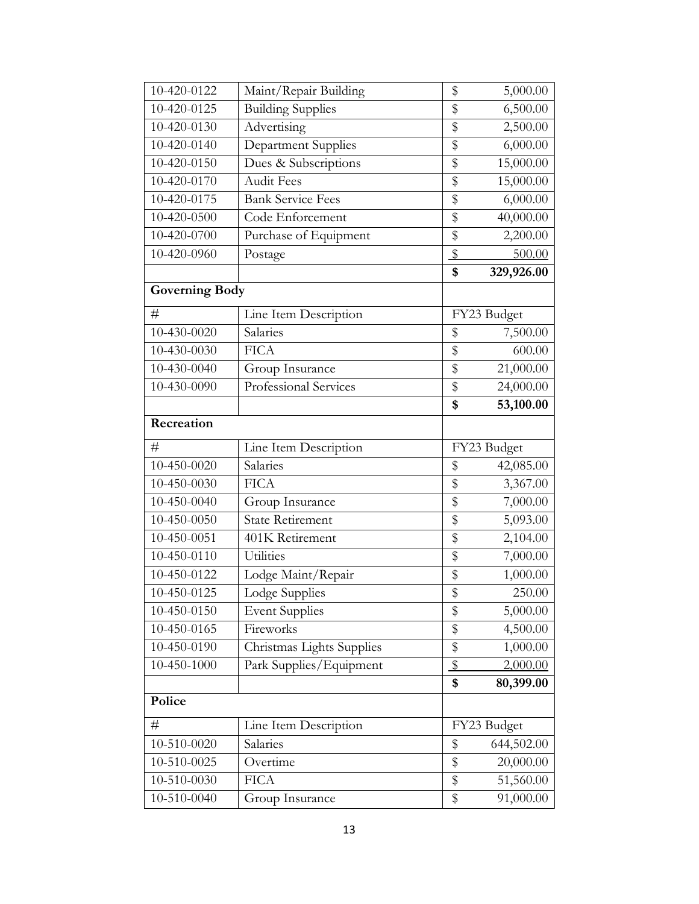| | | |
|---|---|---|
| 10-420-0122 | Maint/Repair Building | $ 5,000.00 |
| 10-420-0125 | Building Supplies | $ 6,500.00 |
| 10-420-0130 | Advertising | $ 2,500.00 |
| 10-420-0140 | Department Supplies | $ 6,000.00 |
| 10-420-0150 | Dues & Subscriptions | $ 15,000.00 |
| 10-420-0170 | Audit Fees | $ 15,000.00 |
| 10-420-0175 | Bank Service Fees | $ 6,000.00 |
| 10-420-0500 | Code Enforcement | $ 40,000.00 |
| 10-420-0700 | Purchase of Equipment | $ 2,200.00 |
| 10-420-0960 | Postage | $ 500.00 |
| | | **$ 329,926.00** |

**Governing Body**

| # | Line Item Description | FY23 Budget |
|---|---|---|
| 10-430-0020 | Salaries | $ 7,500.00 |
| 10-430-0030 | FICA | $ 600.00 |
| 10-430-0040 | Group Insurance | $ 21,000.00 |
| 10-430-0090 | Professional Services | $ 24,000.00 |
| | | **$ 53,100.00** |

**Recreation**

| # | Line Item Description | FY23 Budget |
|---|---|---|
| 10-450-0020 | Salaries | $ 42,085.00 |
| 10-450-0030 | FICA | $ 3,367.00 |
| 10-450-0040 | Group Insurance | $ 7,000.00 |
| 10-450-0050 | State Retirement | $ 5,093.00 |
| 10-450-0051 | 401K Retirement | $ 2,104.00 |
| 10-450-0110 | Utilities | $ 7,000.00 |
| 10-450-0122 | Lodge Maint/Repair | $ 1,000.00 |
| 10-450-0125 | Lodge Supplies | $ 250.00 |
| 10-450-0150 | Event Supplies | $ 5,000.00 |
| 10-450-0165 | Fireworks | $ 4,500.00 |
| 10-450-0190 | Christmas Lights Supplies | $ 1,000.00 |
| 10-450-1000 | Park Supplies/Equipment | $ 2,000.00 |
| | | **$ 80,399.00** |

**Police**

| # | Line Item Description | FY23 Budget |
|---|---|---|
| 10-510-0020 | Salaries | $ 644,502.00 |
| 10-510-0025 | Overtime | $ 20,000.00 |
| 10-510-0030 | FICA | $ 51,560.00 |
| 10-510-0040 | Group Insurance | $ 91,000.00 |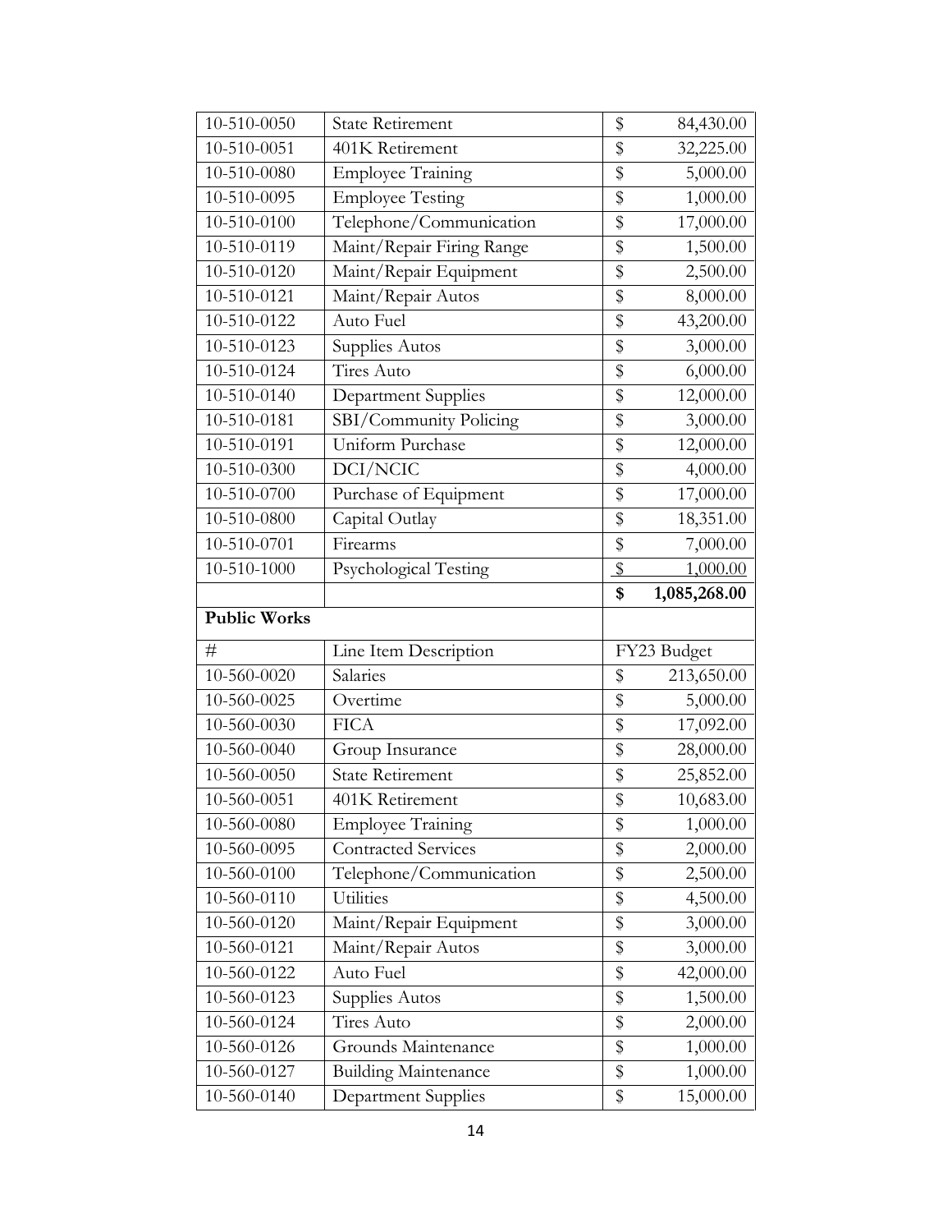| | | |
|---|---|---|
| 10-510-0050 | State Retirement | $ 84,430.00 |
| 10-510-0051 | 401K Retirement | $ 32,225.00 |
| 10-510-0080 | Employee Training | $ 5,000.00 |
| 10-510-0095 | Employee Testing | $ 1,000.00 |
| 10-510-0100 | Telephone/Communication | $ 17,000.00 |
| 10-510-0119 | Maint/Repair Firing Range | $ 1,500.00 |
| 10-510-0120 | Maint/Repair Equipment | $ 2,500.00 |
| 10-510-0121 | Maint/Repair Autos | $ 8,000.00 |
| 10-510-0122 | Auto Fuel | $ 43,200.00 |
| 10-510-0123 | Supplies Autos | $ 3,000.00 |
| 10-510-0124 | Tires Auto | $ 6,000.00 |
| 10-510-0140 | Department Supplies | $ 12,000.00 |
| 10-510-0181 | SBI/Community Policing | $ 3,000.00 |
| 10-510-0191 | Uniform Purchase | $ 12,000.00 |
| 10-510-0300 | DCI/NCIC | $ 4,000.00 |
| 10-510-0700 | Purchase of Equipment | $ 17,000.00 |
| 10-510-0800 | Capital Outlay | $ 18,351.00 |
| 10-510-0701 | Firearms | $ 7,000.00 |
| 10-510-1000 | Psychological Testing | $ 1,000.00 |
| | | **$ 1,085,268.00** |

**Public Works**

| # | Line Item Description | FY23 Budget |
|---|---|---|
| 10-560-0020 | Salaries | $ 213,650.00 |
| 10-560-0025 | Overtime | $ 5,000.00 |
| 10-560-0030 | FICA | $ 17,092.00 |
| 10-560-0040 | Group Insurance | $ 28,000.00 |
| 10-560-0050 | State Retirement | $ 25,852.00 |
| 10-560-0051 | 401K Retirement | $ 10,683.00 |
| 10-560-0080 | Employee Training | $ 1,000.00 |
| 10-560-0095 | Contracted Services | $ 2,000.00 |
| 10-560-0100 | Telephone/Communication | $ 2,500.00 |
| 10-560-0110 | Utilities | $ 4,500.00 |
| 10-560-0120 | Maint/Repair Equipment | $ 3,000.00 |
| 10-560-0121 | Maint/Repair Autos | $ 3,000.00 |
| 10-560-0122 | Auto Fuel | $ 42,000.00 |
| 10-560-0123 | Supplies Autos | $ 1,500.00 |
| 10-560-0124 | Tires Auto | $ 2,000.00 |
| 10-560-0126 | Grounds Maintenance | $ 1,000.00 |
| 10-560-0127 | Building Maintenance | $ 1,000.00 |
| 10-560-0140 | Department Supplies | $ 15,000.00 |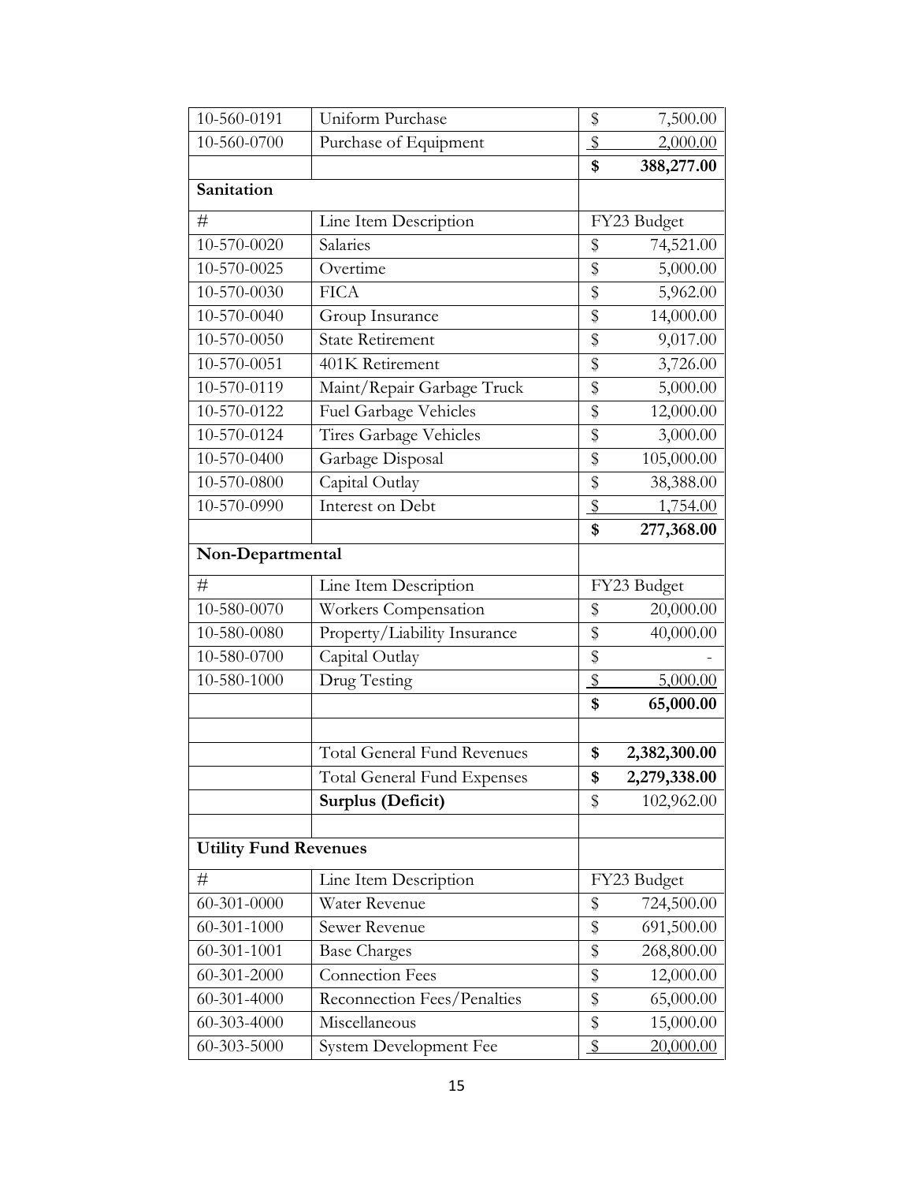| | | |
|---|---|---|
| 10-560-0191 | Uniform Purchase | $ 7,500.00 |
| 10-560-0700 | Purchase of Equipment | $ 2,000.00 |
| | | **$ 388,277.00** |
| **Sanitation** | | |
| # | Line Item Description | FY23 Budget |
| 10-570-0020 | Salaries | $ 74,521.00 |
| 10-570-0025 | Overtime | $ 5,000.00 |
| 10-570-0030 | FICA | $ 5,962.00 |
| 10-570-0040 | Group Insurance | $ 14,000.00 |
| 10-570-0050 | State Retirement | $ 9,017.00 |
| 10-570-0051 | 401K Retirement | $ 3,726.00 |
| 10-570-0119 | Maint/Repair Garbage Truck | $ 5,000.00 |
| 10-570-0122 | Fuel Garbage Vehicles | $ 12,000.00 |
| 10-570-0124 | Tires Garbage Vehicles | $ 3,000.00 |
| 10-570-0400 | Garbage Disposal | $ 105,000.00 |
| 10-570-0800 | Capital Outlay | $ 38,388.00 |
| 10-570-0990 | Interest on Debt | $ 1,754.00 |
| | | **$ 277,368.00** |
| **Non-Departmental** | | |
| # | Line Item Description | FY23 Budget |
| 10-580-0070 | Workers Compensation | $ 20,000.00 |
| 10-580-0080 | Property/Liability Insurance | $ 40,000.00 |
| 10-580-0700 | Capital Outlay | $ - |
| 10-580-1000 | Drug Testing | $ 5,000.00 |
| | | **$ 65,000.00** |
| | | |
| | Total General Fund Revenues | **$ 2,382,300.00** |
| | Total General Fund Expenses | **$ 2,279,338.00** |
| | **Surplus (Deficit)** | $ 102,962.00 |
| | | |
| **Utility Fund Revenues** | | |
| # | Line Item Description | FY23 Budget |
| 60-301-0000 | Water Revenue | $ 724,500.00 |
| 60-301-1000 | Sewer Revenue | $ 691,500.00 |
| 60-301-1001 | Base Charges | $ 268,800.00 |
| 60-301-2000 | Connection Fees | $ 12,000.00 |
| 60-301-4000 | Reconnection Fees/Penalties | $ 65,000.00 |
| 60-303-4000 | Miscellaneous | $ 15,000.00 |
| 60-303-5000 | System Development Fee | $ 20,000.00 |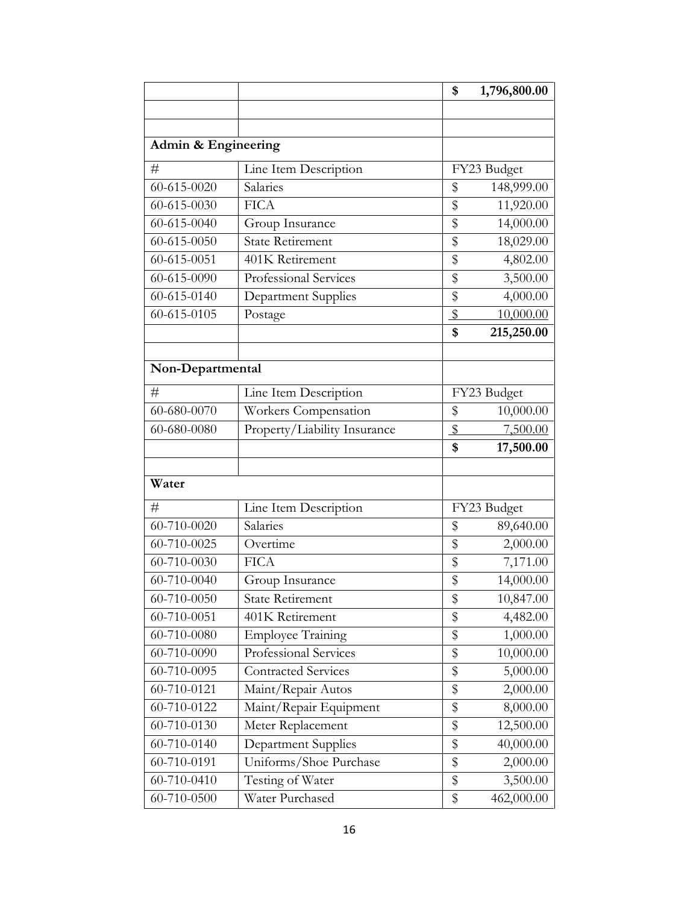| | | |
|---|---|---|
| | | **$ 1,796,800.00** |
| | | |
| | | |
| **Admin & Engineering** | | |
| # | Line Item Description | FY23 Budget |
| 60-615-0020 | Salaries | $ 148,999.00 |
| 60-615-0030 | FICA | $ 11,920.00 |
| 60-615-0040 | Group Insurance | $ 14,000.00 |
| 60-615-0050 | State Retirement | $ 18,029.00 |
| 60-615-0051 | 401K Retirement | $ 4,802.00 |
| 60-615-0090 | Professional Services | $ 3,500.00 |
| 60-615-0140 | Department Supplies | $ 4,000.00 |
| 60-615-0105 | Postage | $ 10,000.00 |
| | | **$ 215,250.00** |
| | | |
| **Non-Departmental** | | |
| # | Line Item Description | FY23 Budget |
| 60-680-0070 | Workers Compensation | $ 10,000.00 |
| 60-680-0080 | Property/Liability Insurance | $ 7,500.00 |
| | | **$ 17,500.00** |
| | | |
| **Water** | | |
| # | Line Item Description | FY23 Budget |
| 60-710-0020 | Salaries | $ 89,640.00 |
| 60-710-0025 | Overtime | $ 2,000.00 |
| 60-710-0030 | FICA | $ 7,171.00 |
| 60-710-0040 | Group Insurance | $ 14,000.00 |
| 60-710-0050 | State Retirement | $ 10,847.00 |
| 60-710-0051 | 401K Retirement | $ 4,482.00 |
| 60-710-0080 | Employee Training | $ 1,000.00 |
| 60-710-0090 | Professional Services | $ 10,000.00 |
| 60-710-0095 | Contracted Services | $ 5,000.00 |
| 60-710-0121 | Maint/Repair Autos | $ 2,000.00 |
| 60-710-0122 | Maint/Repair Equipment | $ 8,000.00 |
| 60-710-0130 | Meter Replacement | $ 12,500.00 |
| 60-710-0140 | Department Supplies | $ 40,000.00 |
| 60-710-0191 | Uniforms/Shoe Purchase | $ 2,000.00 |
| 60-710-0410 | Testing of Water | $ 3,500.00 |
| 60-710-0500 | Water Purchased | $ 462,000.00 |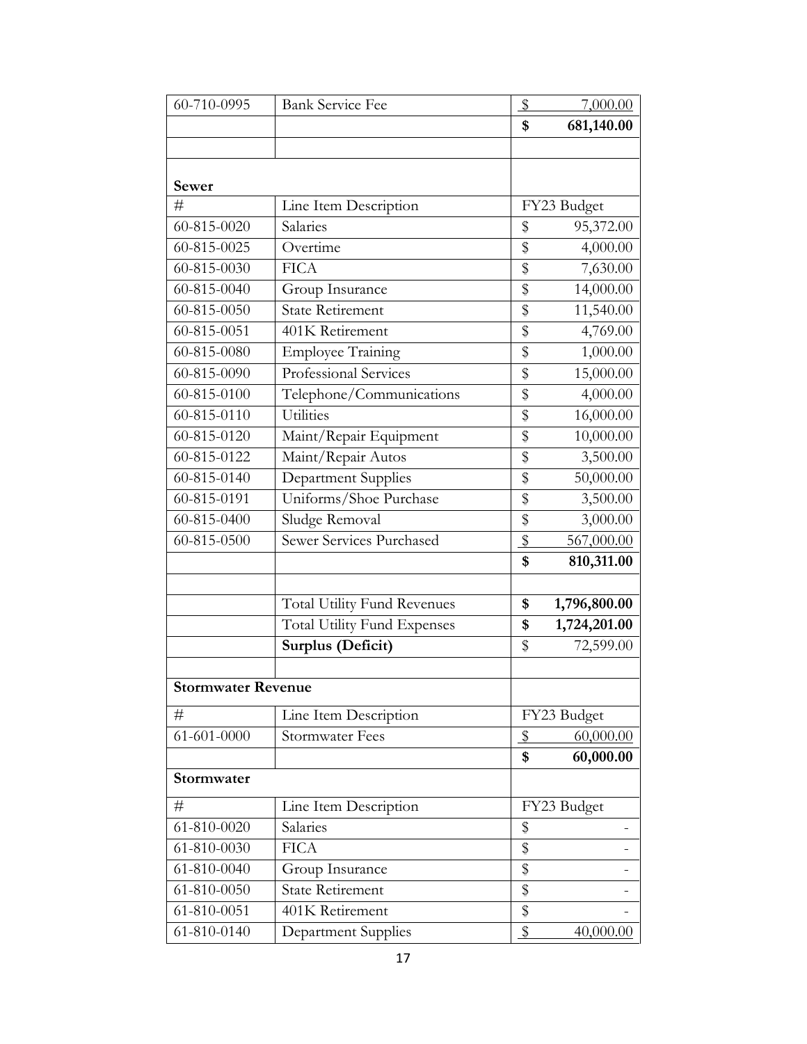| 60-710-0995 | Bank Service Fee | $ 7,000.00 |
|---|---|---|
| | | **$ 681,140.00** |
| | | |

**Sewer**

| # | Line Item Description | FY23 Budget |
|---|---|---|
| 60-815-0020 | Salaries | $ 95,372.00 |
| 60-815-0025 | Overtime | $ 4,000.00 |
| 60-815-0030 | FICA | $ 7,630.00 |
| 60-815-0040 | Group Insurance | $ 14,000.00 |
| 60-815-0050 | State Retirement | $ 11,540.00 |
| 60-815-0051 | 401K Retirement | $ 4,769.00 |
| 60-815-0080 | Employee Training | $ 1,000.00 |
| 60-815-0090 | Professional Services | $ 15,000.00 |
| 60-815-0100 | Telephone/Communications | $ 4,000.00 |
| 60-815-0110 | Utilities | $ 16,000.00 |
| 60-815-0120 | Maint/Repair Equipment | $ 10,000.00 |
| 60-815-0122 | Maint/Repair Autos | $ 3,500.00 |
| 60-815-0140 | Department Supplies | $ 50,000.00 |
| 60-815-0191 | Uniforms/Shoe Purchase | $ 3,500.00 |
| 60-815-0400 | Sludge Removal | $ 3,000.00 |
| 60-815-0500 | Sewer Services Purchased | $ 567,000.00 |
| | | **$ 810,311.00** |
| | | |
| | Total Utility Fund Revenues | **$ 1,796,800.00** |
| | Total Utility Fund Expenses | **$ 1,724,201.00** |
| | **Surplus (Deficit)** | $ 72,599.00 |
| | | |

**Stormwater Revenue**

| # | Line Item Description | FY23 Budget |
|---|---|---|
| 61-601-0000 | Stormwater Fees | $ 60,000.00 |
| | | **$ 60,000.00** |

**Stormwater**

| # | Line Item Description | FY23 Budget |
|---|---|---|
| 61-810-0020 | Salaries | $ - |
| 61-810-0030 | FICA | $ - |
| 61-810-0040 | Group Insurance | $ - |
| 61-810-0050 | State Retirement | $ - |
| 61-810-0051 | 401K Retirement | $ - |
| 61-810-0140 | Department Supplies | $ 40,000.00 |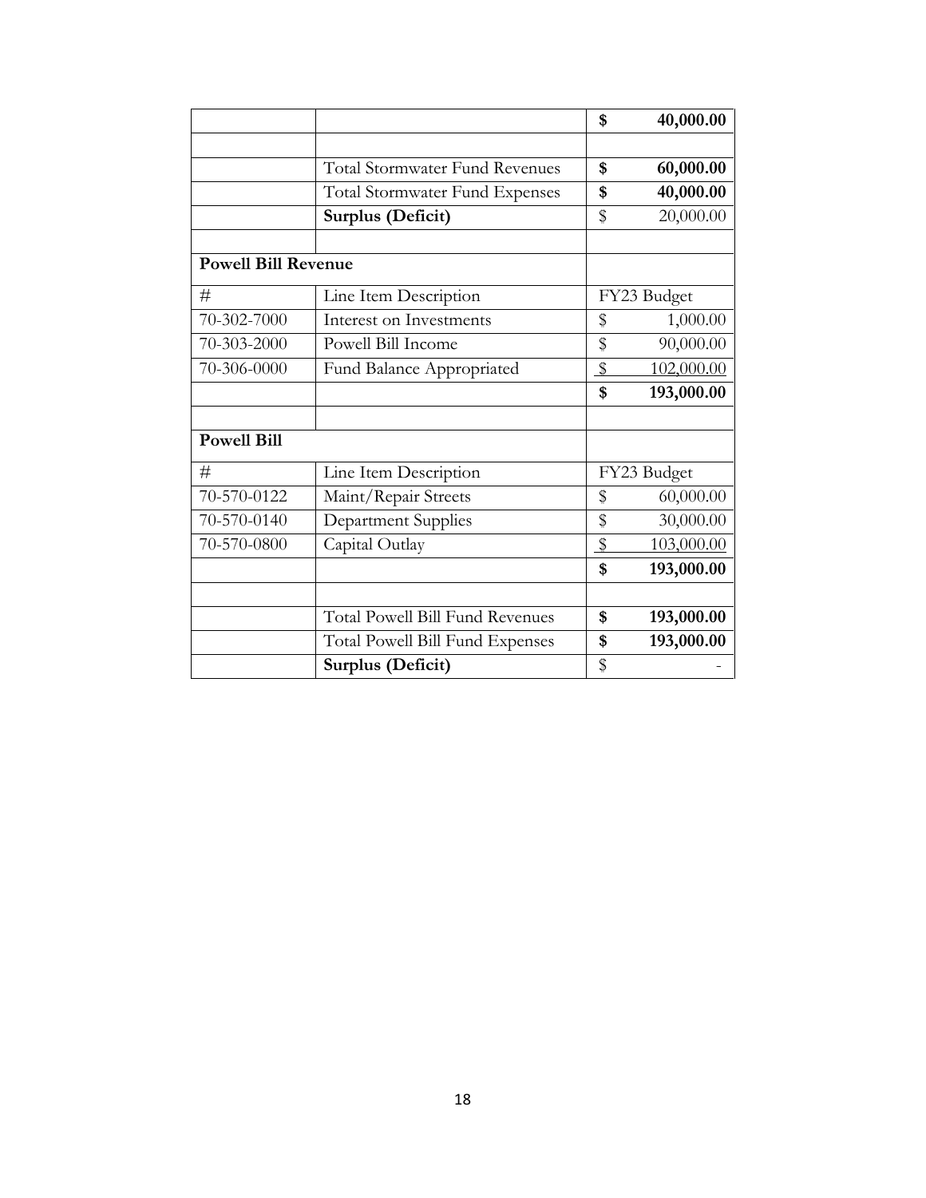| | | |
|---|---|---|
| | | **$ 40,000.00** |
| | | |
| | Total Stormwater Fund Revenues | **$ 60,000.00** |
| | Total Stormwater Fund Expenses | **$ 40,000.00** |
| | **Surplus (Deficit)** | $ 20,000.00 |
| | | |
| **Powell Bill Revenue** | | |
| # | Line Item Description | FY23 Budget |
| 70-302-7000 | Interest on Investments | $ 1,000.00 |
| 70-303-2000 | Powell Bill Income | $ 90,000.00 |
| 70-306-0000 | Fund Balance Appropriated | $ 102,000.00 |
| | | **$ 193,000.00** |
| | | |
| **Powell Bill** | | |
| # | Line Item Description | FY23 Budget |
| 70-570-0122 | Maint/Repair Streets | $ 60,000.00 |
| 70-570-0140 | Department Supplies | $ 30,000.00 |
| 70-570-0800 | Capital Outlay | $ 103,000.00 |
| | | **$ 193,000.00** |
| | | |
| | Total Powell Bill Fund Revenues | **$ 193,000.00** |
| | Total Powell Bill Fund Expenses | **$ 193,000.00** |
| | **Surplus (Deficit)** | $ - |